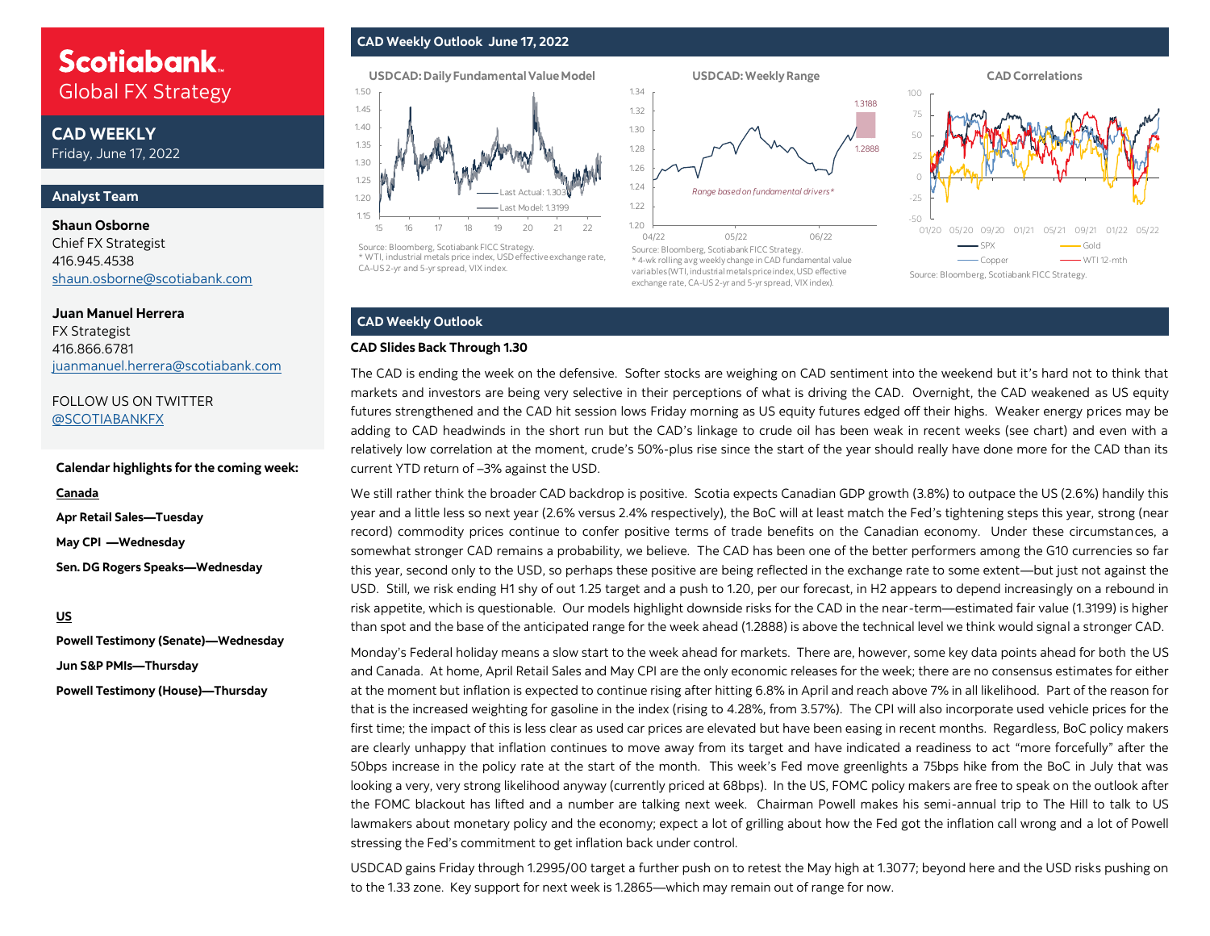# Scotiabank Global FX Strategy

## CAD WEEKLY

Friday, June 17, 2022

### Analyst Team

**Shaun Osborne**
Chief FX Strategist
416.945.4538
shaun.osborne@scotiabank.com

**Juan Manuel Herrera**
FX Strategist
416.866.6781
juanmanuel.herrera@scotiabank.com

FOLLOW US ON TWITTER
@SCOTIABANKFX

**Calendar highlights for the coming week:**

**Canada**

**Apr Retail Sales—Tuesday**

**May CPI —Wednesday**

**Sen. DG Rogers Speaks—Wednesday**

**US**

**Powell Testimony (Senate)—Wednesday**

**Jun S&P PMIs—Thursday**

**Powell Testimony (House)—Thursday**

## CAD Weekly Outlook June 17, 2022

**USDCAD: Daily Fundamental Value Model**

Last Actual: 1.303
Last Model: 1.3199

Source: Bloomberg, Scotiabank FICC Strategy.
* WTI, industrial metals price index, USD effective exchange rate, CA-US 2-yr and 5-yr spread, VIX index.

**USDCAD: Weekly Range**

1.3188
1.2888
*Range based on fundamental drivers**

Source: Bloomberg, Scotiabank FICC Strategy.
* 4-wk rolling avg weekly change in CAD fundamental value variables (WTI, industrial metals price index, USD effective exchange rate, CA-US 2-yr and 5-yr spread, VIX index).

**CAD Correlations**

SPX, Gold, Copper, WTI 12-mth

Source: Bloomberg, Scotiabank FICC Strategy.

## CAD Weekly Outlook

**CAD Slides Back Through 1.30**

The CAD is ending the week on the defensive. Softer stocks are weighing on CAD sentiment into the weekend but it's hard not to think that markets and investors are being very selective in their perceptions of what is driving the CAD. Overnight, the CAD weakened as US equity futures strengthened and the CAD hit session lows Friday morning as US equity futures edged off their highs. Weaker energy prices may be adding to CAD headwinds in the short run but the CAD's linkage to crude oil has been weak in recent weeks (see chart) and even with a relatively low correlation at the moment, crude's 50%-plus rise since the start of the year should really have done more for the CAD than its current YTD return of –3% against the USD.

We still rather think the broader CAD backdrop is positive. Scotia expects Canadian GDP growth (3.8%) to outpace the US (2.6%) handily this year and a little less so next year (2.6% versus 2.4% respectively), the BoC will at least match the Fed's tightening steps this year, strong (near record) commodity prices continue to confer positive terms of trade benefits on the Canadian economy. Under these circumstances, a somewhat stronger CAD remains a probability, we believe. The CAD has been one of the better performers among the G10 currencies so far this year, second only to the USD, so perhaps these positive are being reflected in the exchange rate to some extent—but just not against the USD. Still, we risk ending H1 shy of out 1.25 target and a push to 1.20, per our forecast, in H2 appears to depend increasingly on a rebound in risk appetite, which is questionable. Our models highlight downside risks for the CAD in the near-term—estimated fair value (1.3199) is higher than spot and the base of the anticipated range for the week ahead (1.2888) is above the technical level we think would signal a stronger CAD.

Monday's Federal holiday means a slow start to the week ahead for markets. There are, however, some key data points ahead for both the US and Canada. At home, April Retail Sales and May CPI are the only economic releases for the week; there are no consensus estimates for either at the moment but inflation is expected to continue rising after hitting 6.8% in April and reach above 7% in all likelihood. Part of the reason for that is the increased weighting for gasoline in the index (rising to 4.28%, from 3.57%). The CPI will also incorporate used vehicle prices for the first time; the impact of this is less clear as used car prices are elevated but have been easing in recent months. Regardless, BoC policy makers are clearly unhappy that inflation continues to move away from its target and have indicated a readiness to act "more forcefully" after the 50bps increase in the policy rate at the start of the month. This week's Fed move greenlights a 75bps hike from the BoC in July that was looking a very, very strong likelihood anyway (currently priced at 68bps). In the US, FOMC policy makers are free to speak on the outlook after the FOMC blackout has lifted and a number are talking next week. Chairman Powell makes his semi-annual trip to The Hill to talk to US lawmakers about monetary policy and the economy; expect a lot of grilling about how the Fed got the inflation call wrong and a lot of Powell stressing the Fed's commitment to get inflation back under control.

USDCAD gains Friday through 1.2995/00 target a further push on to retest the May high at 1.3077; beyond here and the USD risks pushing on to the 1.33 zone. Key support for next week is 1.2865—which may remain out of range for now.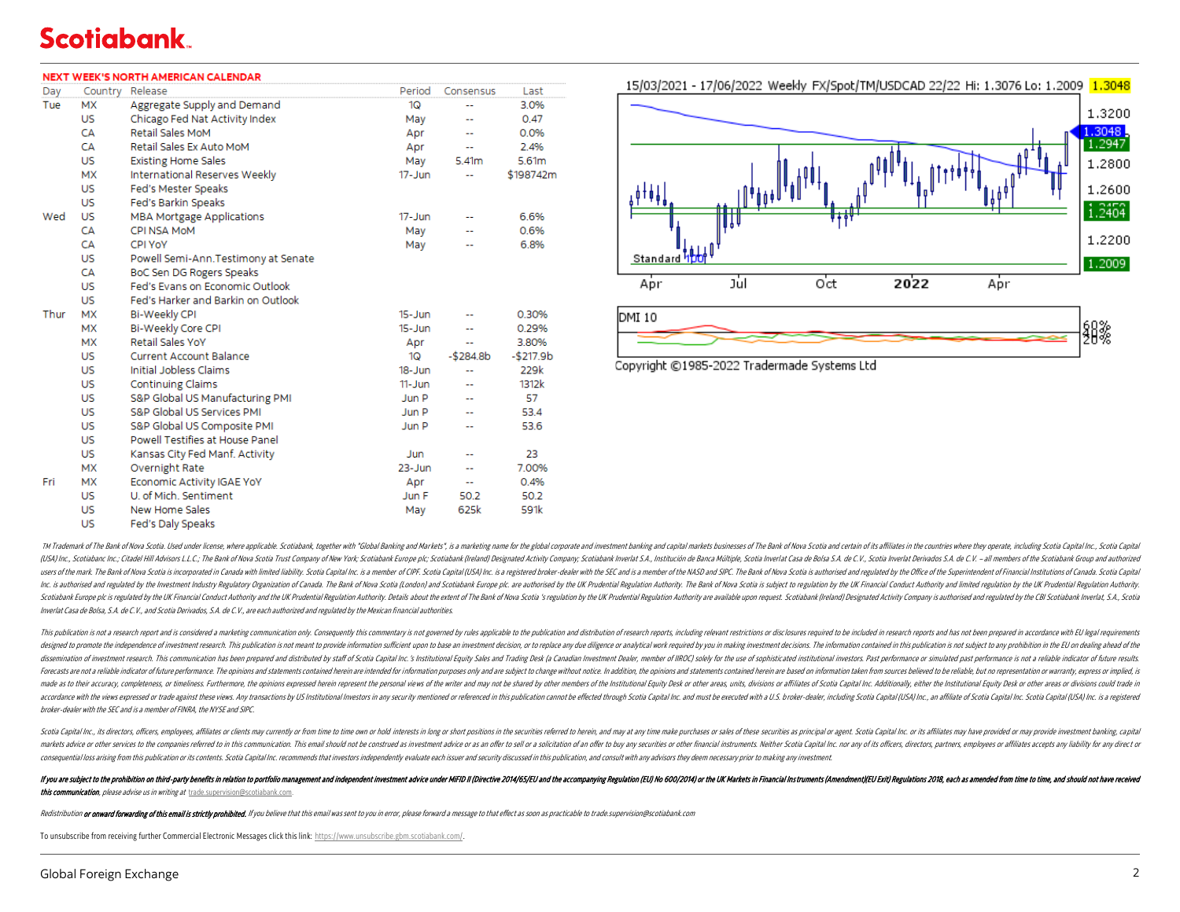## NEXT WEEK'S NORTH AMERICAN CALENDAR

| Day | Country | Release | Period | Consensus | Last |
|---|---|---|---|---|---|
| Tue | MX | Aggregate Supply and Demand | 1Q | -- | 3.0% |
| | US | Chicago Fed Nat Activity Index | May | -- | 0.47 |
| | CA | Retail Sales MoM | Apr | -- | 0.0% |
| | CA | Retail Sales Ex Auto MoM | Apr | -- | 2.4% |
| | US | Existing Home Sales | May | 5.41m | 5.61m |
| | MX | International Reserves Weekly | 17-Jun | -- | $198742m |
| | US | Fed's Mester Speaks | | | |
| | US | Fed's Barkin Speaks | | | |
| Wed | US | MBA Mortgage Applications | 17-Jun | -- | 6.6% |
| | CA | CPI NSA MoM | May | -- | 0.6% |
| | CA | CPI YoY | May | -- | 6.8% |
| | US | Powell Semi-Ann.Testimony at Senate | | | |
| | CA | BoC Sen DG Rogers Speaks | | | |
| | US | Fed's Evans on Economic Outlook | | | |
| | US | Fed's Harker and Barkin on Outlook | | | |
| Thur | MX | Bi-Weekly CPI | 15-Jun | -- | 0.30% |
| | MX | Bi-Weekly Core CPI | 15-Jun | -- | 0.29% |
| | MX | Retail Sales YoY | Apr | -- | 3.80% |
| | US | Current Account Balance | 1Q | -$284.8b | -$217.9b |
| | US | Initial Jobless Claims | 18-Jun | -- | 229k |
| | US | Continuing Claims | 11-Jun | -- | 1312k |
| | US | S&P Global US Manufacturing PMI | Jun P | -- | 57 |
| | US | S&P Global US Services PMI | Jun P | -- | 53.4 |
| | US | S&P Global US Composite PMI | Jun P | -- | 53.6 |
| | US | Powell Testifies at House Panel | | | |
| | US | Kansas City Fed Manf. Activity | Jun | -- | 23 |
| | MX | Overnight Rate | 23-Jun | -- | 7.00% |
| Fri | MX | Economic Activity IGAE YoY | Apr | -- | 0.4% |
| | US | U. of Mich. Sentiment | Jun F | 50.2 | 50.2 |
| | US | New Home Sales | May | 625k | 591k |
| | US | Fed's Daly Speaks | | | |

15/03/2021 - 17/06/2022 Weekly FX/Spot/TM/USDCAD 22/22 Hi: 1.3076 Lo: 1.2009 1.3048

1.3200
1.3048
1.2947
1.2800
1.2600
1.2404
1.2200
1.2009

Standard

Apr Jul Oct 2022 Apr

DMI 10

60%
40%
20%

Copyright ©1985-2022 Tradermade Systems Ltd

*TM Trademark of The Bank of Nova Scotia. Used under license, where applicable. Scotiabank, together with "Global Banking and Markets", is a marketing name for the global corporate and investment banking and capital markets businesses of The Bank of Nova Scotia and certain of its affiliates in the countries where they operate, including Scotia Capital Inc., Scotia Capital (USA) Inc., Scotiabanc Inc.; Citadel Hill Advisors L.L.C.; The Bank of Nova Scotia Trust Company of New York; Scotiabank Europe plc; Scotiabank (Ireland) Designated Activity Company; Scotiabank Inverlat S.A., Institución de Banca Múltiple, Scotia Inverlat Casa de Bolsa S.A. de C.V., Scotia Inverlat Derivados S.A. de C.V. – all members of the Scotiabank Group and authorized users of the mark. The Bank of Nova Scotia is incorporated in Canada with limited liability. Scotia Capital Inc. is a member of CIPF. Scotia Capital (USA) Inc. is a registered broker-dealer with the SEC and is a member of the NASD and SIPC. The Bank of Nova Scotia is authorised and regulated by the Office of the Superintendent of Financial Institutions of Canada. Scotia Capital Inc. is authorised and regulated by the Investment Industry Regulatory Organization of Canada. The Bank of Nova Scotia (London) and Scotiabank Europe plc. are authorised by the UK Prudential Regulation Authority. The Bank of Nova Scotia is subject to regulation by the UK Financial Conduct Authority and limited regulation by the UK Prudential Regulation Authority. Details about the extent of The Bank of Nova Scotia 's regulation by the UK Prudential Regulation Authority are available upon request. Scotiabank Europe plc is regulated by the UK Financial Conduct Authority and the UK Prudential Regulation Authority. Scotiabank (Ireland) Designated Activity Company is authorised and regulated by the CBI Scotiabank Inverlat, S.A., Scotia Inverlat Casa de Bolsa, S.A. de C.V., and Scotia Derivados, S.A. de C.V., are each authorized and regulated by the Mexican financial authorities.*

*This publication is not a research report and is considered a marketing communication only. Consequently this commentary is not governed by rules applicable to the publication and distribution of research reports, including relevant restrictions or disclosures required to be included in research reports and has not been prepared in accordance with EU legal requirements designed to promote the independence of investment research. This publication is not meant to provide information sufficient upon to base an investment decision, or to replace any due diligence or analytical work required by you in making investment decisions. The information contained in this publication is not subject to any prohibition in the EU on dealing ahead of the dissemination of investment research. This communication has been prepared and distributed by staff of Scotia Capital Inc. 's Institutional Equity Sales and Trading Desk (a Canadian Investment Dealer, member of IIROC) solely for the use of sophisticated institutional investors. Past performance or simulated past performance is not a reliable indicator of future results. Forecasts are not a reliable indicator of future performance. The opinions and statements contained herein are intended for information purposes only and are subject to change without notice. In addition, the opinions and statements contained herein are based on information taken from sources believed to be reliable, but no representation or warranty, express or implied, is made as to their accuracy, completeness, or timeliness. Furthermore, the opinions expressed herein represent the personal views of the writer and may not be shared by other members of the Institutional Equity Desk or other areas, units, divisions or affiliates of Scotia Capital Inc. Additionally, either the Institutional Equity Desk or other areas or divisions could trade in accordance with the views expressed or trade against these views. Any transactions by US Institutional Investors in any security mentioned or referenced in this publication cannot be effected through Scotia Capital Inc. and must be executed with a U.S. broker-dealer, including Scotia Capital (USA) Inc., an affiliate of Scotia Capital Inc. Scotia Capital (USA) Inc. is a registered broker-dealer with the SEC and is a member of FINRA, the NYSE and SIPC.*

*Scotia Capital Inc., its directors, officers, employees, affiliates or clients may currently or from time to time own or hold interests in long or short positions in the securities referred to herein, and may at any time make purchases or sales of these securities as principal or agent. Scotia Capital Inc. or its affiliates may have provided or may provide investment banking, capital markets advice or other services to the companies referred to in this communication. This email should not be construed as investment advice or as an offer to sell or a solicitation of an offer to buy any securities or other financial instruments. Neither Scotia Capital Inc. nor any of its officers, directors, partners, employees or affiliates accepts any liability for any direct or consequential loss arising from this publication or its contents. Scotia Capital Inc. recommends that investors independently evaluate each issuer and security discussed in this publication, and consult with any advisors they deem necessary prior to making any investment.*

***If you are subject to the prohibition on third-party benefits in relation to portfolio management and independent investment advice under MiFID II (Directive 2014/65/EU and the accompanying Regulation (EU) No 600/2014) or the UK Markets in Financial Instruments (Amendment)(EU Exit) Regulations 2018, each as amended from time to time, and should not have received this communication**, please advise us in writing at trade.supervision@scotiabank.com.*

*Redistribution **or onward forwarding of this email is strictly prohibited.** If you believe that this email was sent to you in error, please forward a message to that effect as soon as practicable to trade.supervision@scotiabank.com*

To unsubscribe from receiving further Commercial Electronic Messages click this link: https://www.unsubscribe.gbm.scotiabank.com/.